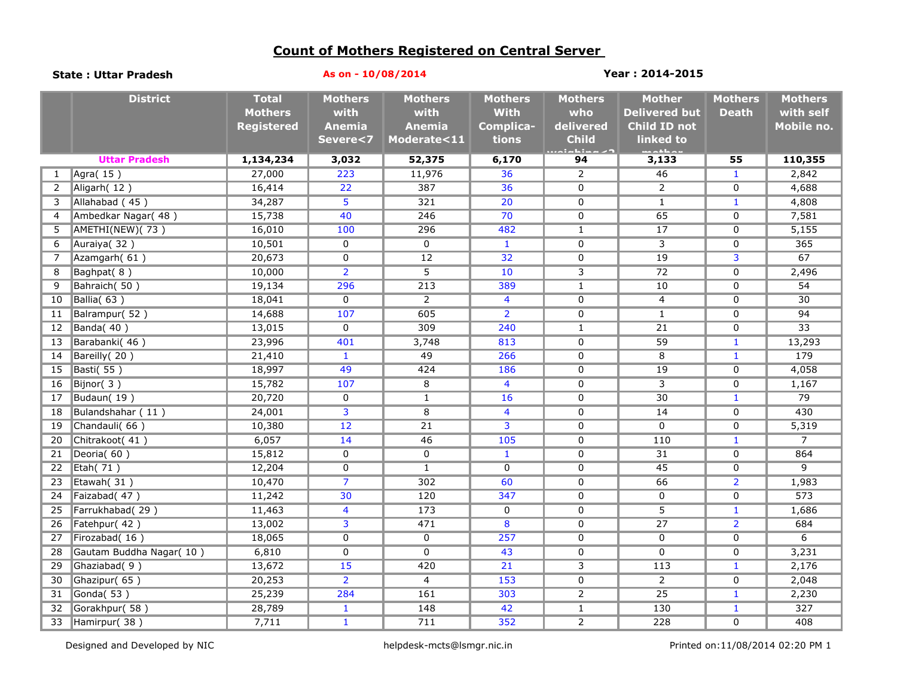# Count of Mothers Registered on Central Server

**State : Uttar Pradesh** 	**As on - 10/08/2014** 	**Year : 2014-2015**

| | District | Total Mothers Registered | Mothers with Anemia Severe<7 | Mothers with Anemia Moderate<11 | Mothers With Complica-tions | Mothers who delivered Child weighing<2 | Mother Delivered but Child ID not linked to mother | Mothers Death | Mothers with self Mobile no. |
|---|---|---|---|---|---|---|---|---|---|
| | **Uttar Pradesh** | **1,134,234** | **3,032** | **52,375** | **6,170** | **94** | **3,133** | **55** | **110,355** |
| 1 | Agra( 15 ) | 27,000 | 223 | 11,976 | 36 | 2 | 46 | 1 | 2,842 |
| 2 | Aligarh( 12 ) | 16,414 | 22 | 387 | 36 | 0 | 2 | 0 | 4,688 |
| 3 | Allahabad ( 45 ) | 34,287 | 5 | 321 | 20 | 0 | 1 | 1 | 4,808 |
| 4 | Ambedkar Nagar( 48 ) | 15,738 | 40 | 246 | 70 | 0 | 65 | 0 | 7,581 |
| 5 | AMETHI(NEW)( 73 ) | 16,010 | 100 | 296 | 482 | 1 | 17 | 0 | 5,155 |
| 6 | Auraiya( 32 ) | 10,501 | 0 | 0 | 1 | 0 | 3 | 0 | 365 |
| 7 | Azamgarh( 61 ) | 20,673 | 0 | 12 | 32 | 0 | 19 | 3 | 67 |
| 8 | Baghpat( 8 ) | 10,000 | 2 | 5 | 10 | 3 | 72 | 0 | 2,496 |
| 9 | Bahraich( 50 ) | 19,134 | 296 | 213 | 389 | 1 | 10 | 0 | 54 |
| 10 | Ballia( 63 ) | 18,041 | 0 | 2 | 4 | 0 | 4 | 0 | 30 |
| 11 | Balrampur( 52 ) | 14,688 | 107 | 605 | 2 | 0 | 1 | 0 | 94 |
| 12 | Banda( 40 ) | 13,015 | 0 | 309 | 240 | 1 | 21 | 0 | 33 |
| 13 | Barabanki( 46 ) | 23,996 | 401 | 3,748 | 813 | 0 | 59 | 1 | 13,293 |
| 14 | Bareilly( 20 ) | 21,410 | 1 | 49 | 266 | 0 | 8 | 1 | 179 |
| 15 | Basti( 55 ) | 18,997 | 49 | 424 | 186 | 0 | 19 | 0 | 4,058 |
| 16 | Bijnor( 3 ) | 15,782 | 107 | 8 | 4 | 0 | 3 | 0 | 1,167 |
| 17 | Budaun( 19 ) | 20,720 | 0 | 1 | 16 | 0 | 30 | 1 | 79 |
| 18 | Bulandshahar ( 11 ) | 24,001 | 3 | 8 | 4 | 0 | 14 | 0 | 430 |
| 19 | Chandauli( 66 ) | 10,380 | 12 | 21 | 3 | 0 | 0 | 0 | 5,319 |
| 20 | Chitrakoot( 41 ) | 6,057 | 14 | 46 | 105 | 0 | 110 | 1 | 7 |
| 21 | Deoria( 60 ) | 15,812 | 0 | 0 | 1 | 0 | 31 | 0 | 864 |
| 22 | Etah( 71 ) | 12,204 | 0 | 1 | 0 | 0 | 45 | 0 | 9 |
| 23 | Etawah( 31 ) | 10,470 | 7 | 302 | 60 | 0 | 66 | 2 | 1,983 |
| 24 | Faizabad( 47 ) | 11,242 | 30 | 120 | 347 | 0 | 0 | 0 | 573 |
| 25 | Farrukhabad( 29 ) | 11,463 | 4 | 173 | 0 | 0 | 5 | 1 | 1,686 |
| 26 | Fatehpur( 42 ) | 13,002 | 3 | 471 | 8 | 0 | 27 | 2 | 684 |
| 27 | Firozabad( 16 ) | 18,065 | 0 | 0 | 257 | 0 | 0 | 0 | 6 |
| 28 | Gautam Buddha Nagar( 10 ) | 6,810 | 0 | 0 | 43 | 0 | 0 | 0 | 3,231 |
| 29 | Ghaziabad( 9 ) | 13,672 | 15 | 420 | 21 | 3 | 113 | 1 | 2,176 |
| 30 | Ghazipur( 65 ) | 20,253 | 2 | 4 | 153 | 0 | 2 | 0 | 2,048 |
| 31 | Gonda( 53 ) | 25,239 | 284 | 161 | 303 | 2 | 25 | 1 | 2,230 |
| 32 | Gorakhpur( 58 ) | 28,789 | 1 | 148 | 42 | 1 | 130 | 1 | 327 |
| 33 | Hamirpur( 38 ) | 7,711 | 1 | 711 | 352 | 2 | 228 | 0 | 408 |

Designed and Developed by NIC 	helpdesk-mcts@lsmgr.nic.in 	Printed on:11/08/2014 02:20 PM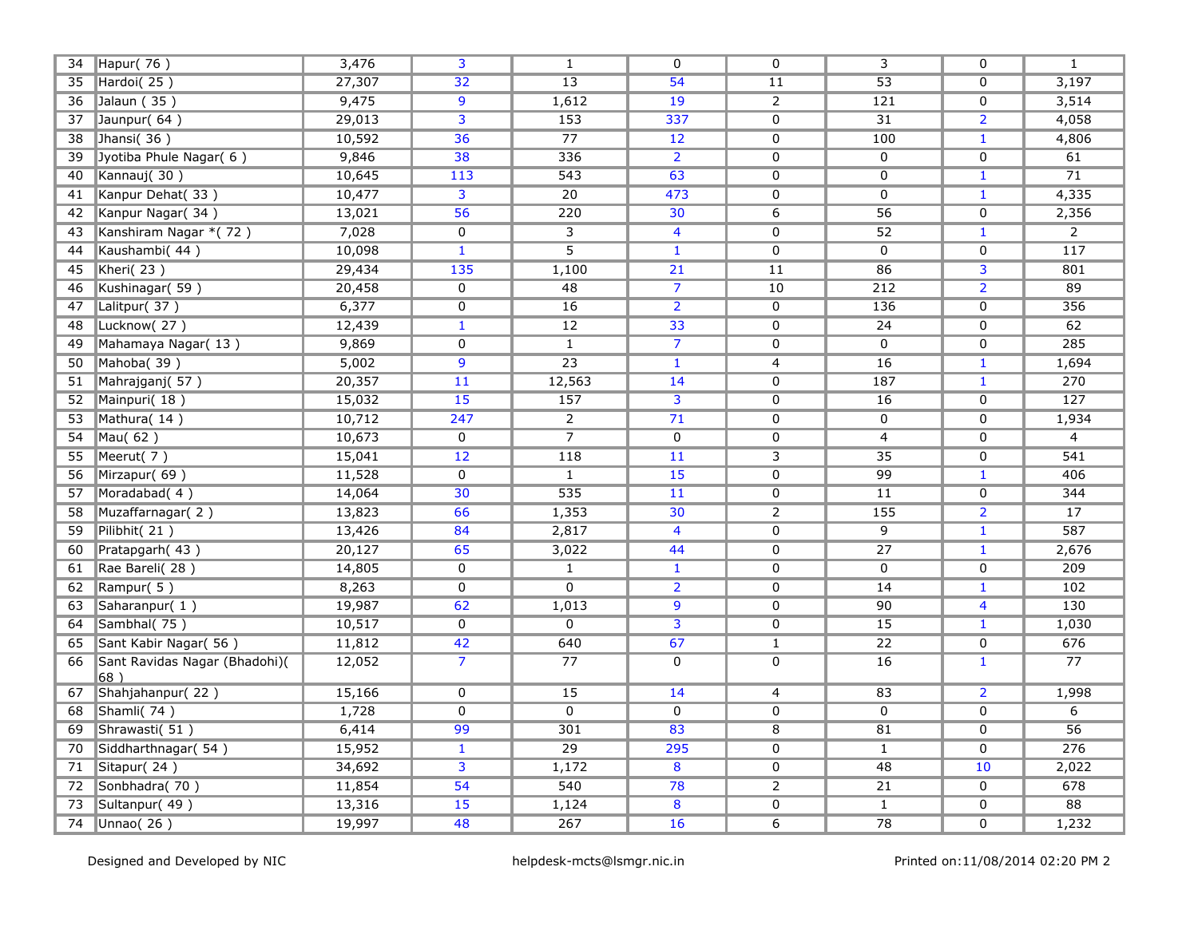| | | | | | | | | | |
|---|---|---|---|---|---|---|---|---|---|
| 34 | Hapur( 76 ) | 3,476 | 3 | 1 | 0 | 0 | 3 | 0 | 1 |
| 35 | Hardoi( 25 ) | 27,307 | 32 | 13 | 54 | 11 | 53 | 0 | 3,197 |
| 36 | Jalaun ( 35 ) | 9,475 | 9 | 1,612 | 19 | 2 | 121 | 0 | 3,514 |
| 37 | Jaunpur( 64 ) | 29,013 | 3 | 153 | 337 | 0 | 31 | 2 | 4,058 |
| 38 | Jhansi( 36 ) | 10,592 | 36 | 77 | 12 | 0 | 100 | 1 | 4,806 |
| 39 | Jyotiba Phule Nagar( 6 ) | 9,846 | 38 | 336 | 2 | 0 | 0 | 0 | 61 |
| 40 | Kannauj( 30 ) | 10,645 | 113 | 543 | 63 | 0 | 0 | 1 | 71 |
| 41 | Kanpur Dehat( 33 ) | 10,477 | 3 | 20 | 473 | 0 | 0 | 1 | 4,335 |
| 42 | Kanpur Nagar( 34 ) | 13,021 | 56 | 220 | 30 | 6 | 56 | 0 | 2,356 |
| 43 | Kanshiram Nagar *( 72 ) | 7,028 | 0 | 3 | 4 | 0 | 52 | 1 | 2 |
| 44 | Kaushambi( 44 ) | 10,098 | 1 | 5 | 1 | 0 | 0 | 0 | 117 |
| 45 | Kheri( 23 ) | 29,434 | 135 | 1,100 | 21 | 11 | 86 | 3 | 801 |
| 46 | Kushinagar( 59 ) | 20,458 | 0 | 48 | 7 | 10 | 212 | 2 | 89 |
| 47 | Lalitpur( 37 ) | 6,377 | 0 | 16 | 2 | 0 | 136 | 0 | 356 |
| 48 | Lucknow( 27 ) | 12,439 | 1 | 12 | 33 | 0 | 24 | 0 | 62 |
| 49 | Mahamaya Nagar( 13 ) | 9,869 | 0 | 1 | 7 | 0 | 0 | 0 | 285 |
| 50 | Mahoba( 39 ) | 5,002 | 9 | 23 | 1 | 4 | 16 | 1 | 1,694 |
| 51 | Mahrajganj( 57 ) | 20,357 | 11 | 12,563 | 14 | 0 | 187 | 1 | 270 |
| 52 | Mainpuri( 18 ) | 15,032 | 15 | 157 | 3 | 0 | 16 | 0 | 127 |
| 53 | Mathura( 14 ) | 10,712 | 247 | 2 | 71 | 0 | 0 | 0 | 1,934 |
| 54 | Mau( 62 ) | 10,673 | 0 | 7 | 0 | 0 | 4 | 0 | 4 |
| 55 | Meerut( 7 ) | 15,041 | 12 | 118 | 11 | 3 | 35 | 0 | 541 |
| 56 | Mirzapur( 69 ) | 11,528 | 0 | 1 | 15 | 0 | 99 | 1 | 406 |
| 57 | Moradabad( 4 ) | 14,064 | 30 | 535 | 11 | 0 | 11 | 0 | 344 |
| 58 | Muzaffarnagar( 2 ) | 13,823 | 66 | 1,353 | 30 | 2 | 155 | 2 | 17 |
| 59 | Pilibhit( 21 ) | 13,426 | 84 | 2,817 | 4 | 0 | 9 | 1 | 587 |
| 60 | Pratapgarh( 43 ) | 20,127 | 65 | 3,022 | 44 | 0 | 27 | 1 | 2,676 |
| 61 | Rae Bareli( 28 ) | 14,805 | 0 | 1 | 1 | 0 | 0 | 0 | 209 |
| 62 | Rampur( 5 ) | 8,263 | 0 | 0 | 2 | 0 | 14 | 1 | 102 |
| 63 | Saharanpur( 1 ) | 19,987 | 62 | 1,013 | 9 | 0 | 90 | 4 | 130 |
| 64 | Sambhal( 75 ) | 10,517 | 0 | 0 | 3 | 0 | 15 | 1 | 1,030 |
| 65 | Sant Kabir Nagar( 56 ) | 11,812 | 42 | 640 | 67 | 1 | 22 | 0 | 676 |
| 66 | Sant Ravidas Nagar (Bhadohi)( 68 ) | 12,052 | 7 | 77 | 0 | 0 | 16 | 1 | 77 |
| 67 | Shahjahanpur( 22 ) | 15,166 | 0 | 15 | 14 | 4 | 83 | 2 | 1,998 |
| 68 | Shamli( 74 ) | 1,728 | 0 | 0 | 0 | 0 | 0 | 0 | 6 |
| 69 | Shrawasti( 51 ) | 6,414 | 99 | 301 | 83 | 8 | 81 | 0 | 56 |
| 70 | Siddharthnagar( 54 ) | 15,952 | 1 | 29 | 295 | 0 | 1 | 0 | 276 |
| 71 | Sitapur( 24 ) | 34,692 | 3 | 1,172 | 8 | 0 | 48 | 10 | 2,022 |
| 72 | Sonbhadra( 70 ) | 11,854 | 54 | 540 | 78 | 2 | 21 | 0 | 678 |
| 73 | Sultanpur( 49 ) | 13,316 | 15 | 1,124 | 8 | 0 | 1 | 0 | 88 |
| 74 | Unnao( 26 ) | 19,997 | 48 | 267 | 16 | 6 | 78 | 0 | 1,232 |

Designed and Developed by NIC    helpdesk-mcts@lsmgr.nic.in    Printed on:11/08/2014 02:20 PM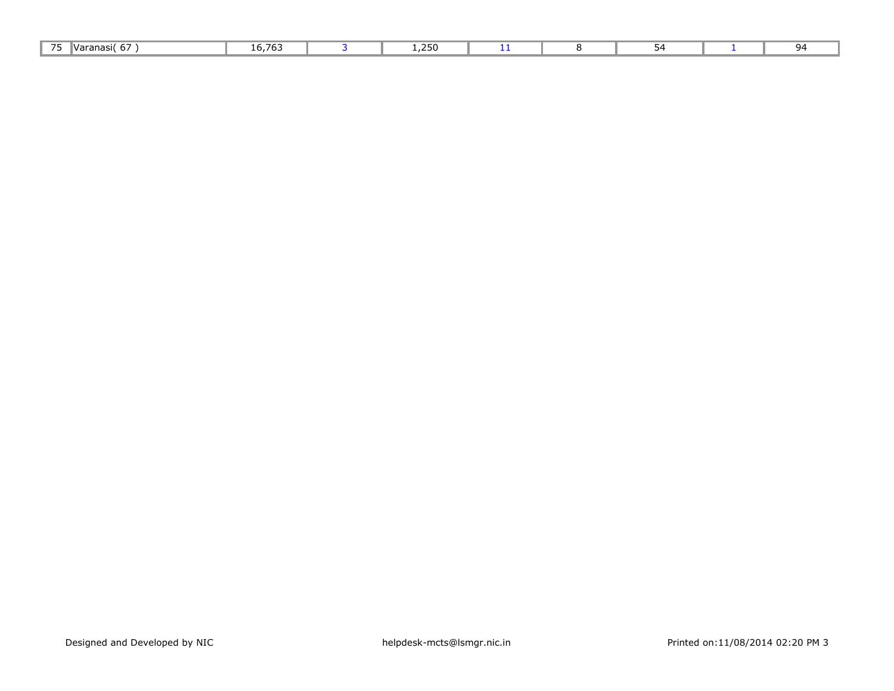| | | | | | | | | | |
|---|---|---|---|---|---|---|---|---|---|
| 75 | Varanasi( 67 ) | 16,763 | 3 | 1,250 | 11 | 8 | 54 | 1 | 94 |